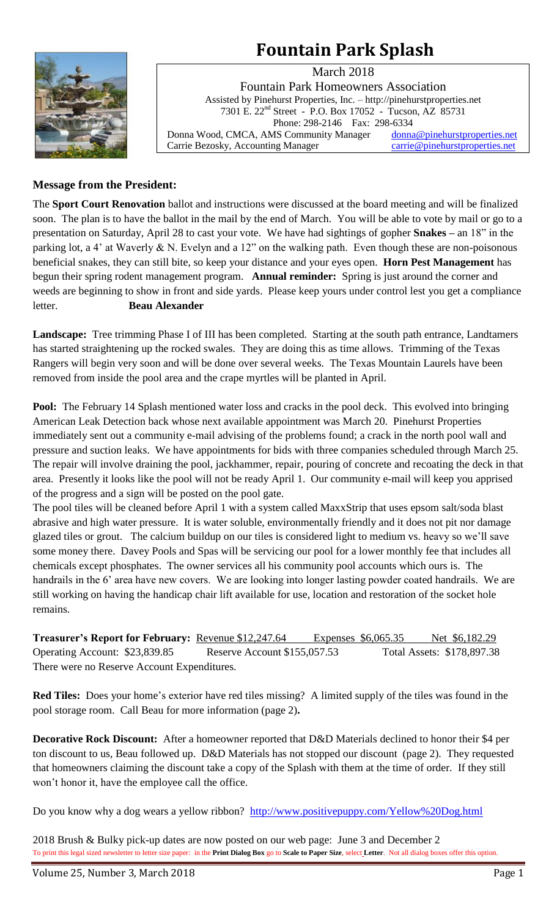# Fountain Park Splash

March 2018
Fountain Park Homeowners Association
Assisted by Pinehurst Properties, Inc. – http://pinehurstproperties.net
7301 E. 22nd Street - P.O. Box 17052 - Tucson, AZ 85731
Phone: 298-2146 Fax: 298-6334
Donna Wood, CMCA, AMS Community Manager donna@pinehurstproperties.net
Carrie Bezosky, Accounting Manager carrie@pinehurstproperties.net

**Message from the President:**

The **Sport Court Renovation** ballot and instructions were discussed at the board meeting and will be finalized soon. The plan is to have the ballot in the mail by the end of March. You will be able to vote by mail or go to a presentation on Saturday, April 28 to cast your vote. We have had sightings of gopher **Snakes –** an 18" in the parking lot, a 4' at Waverly & N. Evelyn and a 12" on the walking path. Even though these are non-poisonous beneficial snakes, they can still bite, so keep your distance and your eyes open. **Horn Pest Management** has begun their spring rodent management program. **Annual reminder:** Spring is just around the corner and weeds are beginning to show in front and side yards. Please keep yours under control lest you get a compliance letter. **Beau Alexander**

**Landscape:** Tree trimming Phase I of III has been completed. Starting at the south path entrance, Landtamers has started straightening up the rocked swales. They are doing this as time allows. Trimming of the Texas Rangers will begin very soon and will be done over several weeks. The Texas Mountain Laurels have been removed from inside the pool area and the crape myrtles will be planted in April.

**Pool:** The February 14 Splash mentioned water loss and cracks in the pool deck. This evolved into bringing American Leak Detection back whose next available appointment was March 20. Pinehurst Properties immediately sent out a community e-mail advising of the problems found; a crack in the north pool wall and pressure and suction leaks. We have appointments for bids with three companies scheduled through March 25. The repair will involve draining the pool, jackhammer, repair, pouring of concrete and recoating the deck in that area. Presently it looks like the pool will not be ready April 1. Our community e-mail will keep you apprised of the progress and a sign will be posted on the pool gate.

The pool tiles will be cleaned before April 1 with a system called MaxxStrip that uses epsom salt/soda blast abrasive and high water pressure. It is water soluble, environmentally friendly and it does not pit nor damage glazed tiles or grout. The calcium buildup on our tiles is considered light to medium vs. heavy so we'll save some money there. Davey Pools and Spas will be servicing our pool for a lower monthly fee that includes all chemicals except phosphates. The owner services all his community pool accounts which ours is. The handrails in the 6' area have new covers. We are looking into longer lasting powder coated handrails. We are still working on having the handicap chair lift available for use, location and restoration of the socket hole remains.

**Treasurer's Report for February:** Revenue $12,247.64 Expenses $6,065.35 Net $6,182.29
Operating Account: $23,839.85 Reserve Account $155,057.53 Total Assets: $178,897.38
There were no Reserve Account Expenditures.

**Red Tiles:** Does your home's exterior have red tiles missing? A limited supply of the tiles was found in the pool storage room. Call Beau for more information (page 2)**.**

**Decorative Rock Discount:** After a homeowner reported that D&D Materials declined to honor their $4 per ton discount to us, Beau followed up. D&D Materials has not stopped our discount (page 2). They requested that homeowners claiming the discount take a copy of the Splash with them at the time of order. If they still won't honor it, have the employee call the office.

Do you know why a dog wears a yellow ribbon? http://www.positivepuppy.com/Yellow%20Dog.html

2018 Brush & Bulky pick-up dates are now posted on our web page: June 3 and December 2

To print this legal sized newsletter to letter size paper: in the **Print Dialog Box** go to **Scale to Paper Size**, select **Letter**. Not all dialog boxes offer this option.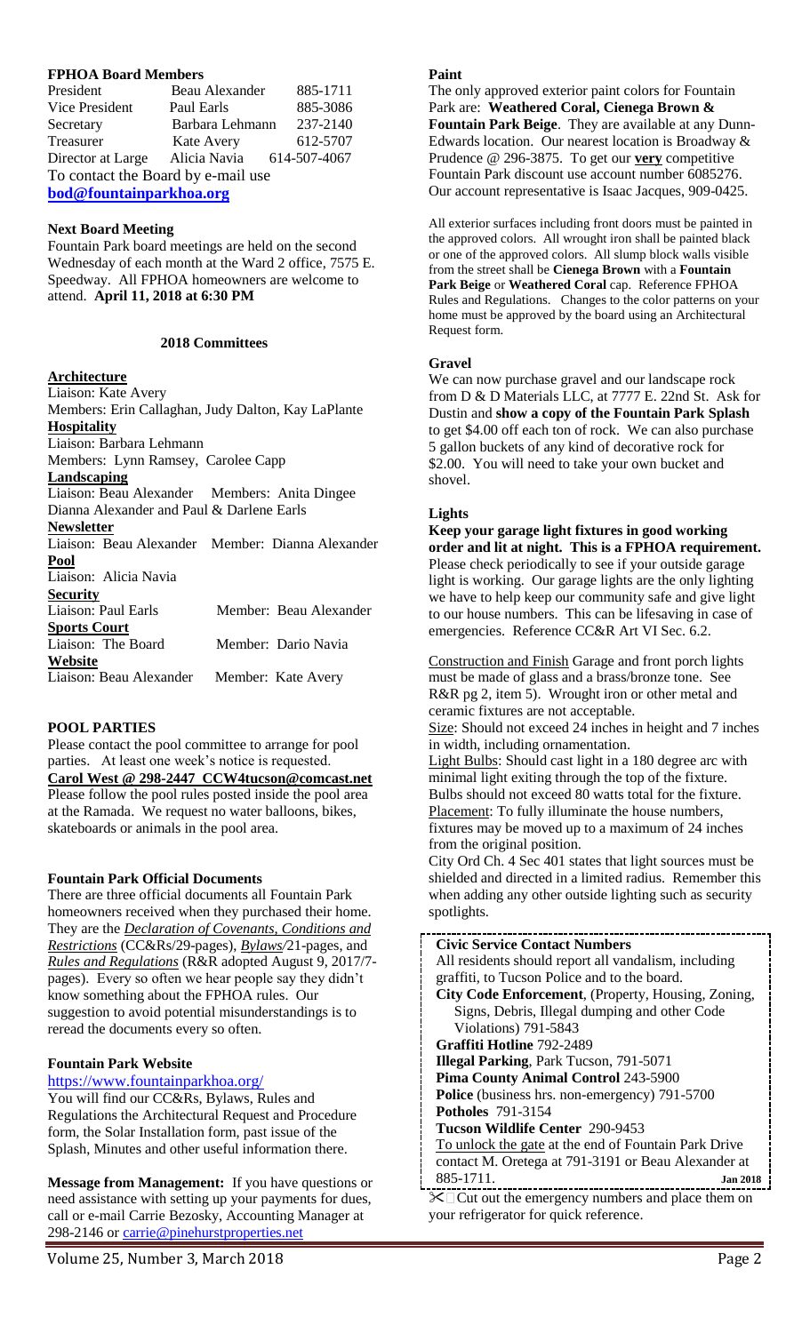## FPHOA Board Members

| | | |
|---|---|---|
| President | Beau Alexander | 885-1711 |
| Vice President | Paul Earls | 885-3086 |
| Secretary | Barbara Lehmann | 237-2140 |
| Treasurer | Kate Avery | 612-5707 |
| Director at Large | Alicia Navia | 614-507-4067 |

To contact the Board by e-mail use
**bod@fountainparkhoa.org**

## Next Board Meeting

Fountain Park board meetings are held on the second Wednesday of each month at the Ward 2 office, 7575 E. Speedway. All FPHOA homeowners are welcome to attend. **April 11, 2018 at 6:30 PM**

## 2018 Committees

**Architecture**
Liaison: Kate Avery
Members: Erin Callaghan, Judy Dalton, Kay LaPlante

**Hospitality**
Liaison: Barbara Lehmann
Members: Lynn Ramsey, Carolee Capp

**Landscaping**
Liaison: Beau Alexander Members: Anita Dingee
Dianna Alexander and Paul & Darlene Earls

**Newsletter**
Liaison: Beau Alexander Member: Dianna Alexander

**Pool**
Liaison: Alicia Navia

**Security**
Liaison: Paul Earls Member: Beau Alexander

**Sports Court**
Liaison: The Board Member: Dario Navia

**Website**
Liaison: Beau Alexander Member: Kate Avery

## POOL PARTIES

Please contact the pool committee to arrange for pool parties. At least one week's notice is requested.
**Carol West @ 298-2447 CCW4tucson@comcast.net**
Please follow the pool rules posted inside the pool area at the Ramada. We request no water balloons, bikes, skateboards or animals in the pool area.

## Fountain Park Official Documents

There are three official documents all Fountain Park homeowners received when they purchased their home. They are the *Declaration of Covenants, Conditions and Restrictions* (CC&Rs/29-pages), *Bylaws*/21-pages, and *Rules and Regulations* (R&R adopted August 9, 2017/7-pages). Every so often we hear people say they didn't know something about the FPHOA rules. Our suggestion to avoid potential misunderstandings is to reread the documents every so often.

## Fountain Park Website

https://www.fountainparkhoa.org/
You will find our CC&Rs, Bylaws, Rules and Regulations the Architectural Request and Procedure form, the Solar Installation form, past issue of the Splash, Minutes and other useful information there.

**Message from Management:** If you have questions or need assistance with setting up your payments for dues, call or e-mail Carrie Bezosky, Accounting Manager at 298-2146 or carrie@pinehurstproperties.net

## Paint

The only approved exterior paint colors for Fountain Park are: **Weathered Coral, Cienega Brown & Fountain Park Beige**. They are available at any Dunn-Edwards location. Our nearest location is Broadway & Prudence @ 296-3875. To get our **very** competitive Fountain Park discount use account number 6085276. Our account representative is Isaac Jacques, 909-0425.

All exterior surfaces including front doors must be painted in the approved colors. All wrought iron shall be painted black or one of the approved colors. All slump block walls visible from the street shall be **Cienega Brown** with a **Fountain Park Beige** or **Weathered Coral** cap. Reference FPHOA Rules and Regulations. Changes to the color patterns on your home must be approved by the board using an Architectural Request form.

## Gravel

We can now purchase gravel and our landscape rock from D & D Materials LLC, at 7777 E. 22nd St. Ask for Dustin and **show a copy of the Fountain Park Splash** to get $4.00 off each ton of rock. We can also purchase 5 gallon buckets of any kind of decorative rock for $2.00. You will need to take your own bucket and shovel.

## Lights

**Keep your garage light fixtures in good working order and lit at night. This is a FPHOA requirement.** Please check periodically to see if your outside garage light is working. Our garage lights are the only lighting we have to help keep our community safe and give light to our house numbers. This can be lifesaving in case of emergencies. Reference CC&R Art VI Sec. 6.2.

Construction and Finish Garage and front porch lights must be made of glass and a brass/bronze tone. See R&R pg 2, item 5). Wrought iron or other metal and ceramic fixtures are not acceptable.

Size: Should not exceed 24 inches in height and 7 inches in width, including ornamentation.

Light Bulbs: Should cast light in a 180 degree arc with minimal light exiting through the top of the fixture. Bulbs should not exceed 80 watts total for the fixture.

Placement: To fully illuminate the house numbers, fixtures may be moved up to a maximum of 24 inches from the original position.

City Ord Ch. 4 Sec 401 states that light sources must be shielded and directed in a limited radius. Remember this when adding any other outside lighting such as security spotlights.

**Civic Service Contact Numbers**

All residents should report all vandalism, including graffiti, to Tucson Police and to the board.

**City Code Enforcement**, (Property, Housing, Zoning, Signs, Debris, Illegal dumping and other Code Violations) 791-5843

**Graffiti Hotline** 792-2489

**Illegal Parking**, Park Tucson, 791-5071

**Pima County Animal Control** 243-5900

**Police** (business hrs. non-emergency) 791-5700

**Potholes** 791-3154

**Tucson Wildlife Center** 290-9453

To unlock the gate at the end of Fountain Park Drive contact M. Oretega at 791-3191 or Beau Alexander at 885-1711. **Jan 2018**

✂ Cut out the emergency numbers and place them on your refrigerator for quick reference.